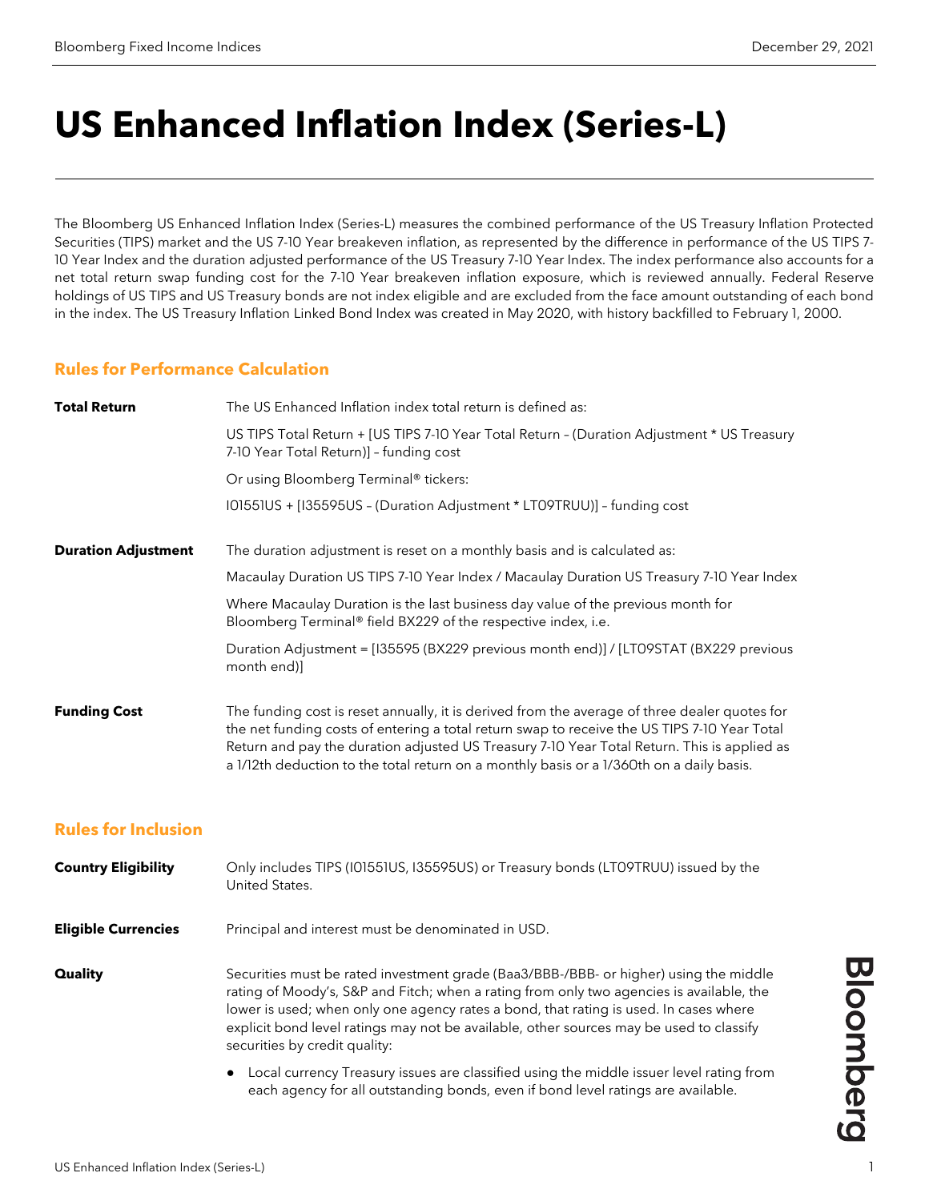# US Enhanced Inflation Index (Series-L)

The Bloomberg US Enhanced Inflation Index (Series-L) measures the combined performance of the US Treasury Inflation Protected Securities (TIPS) market and the US 7-10 Year breakeven inflation, as represented by the difference in performance of the US TIPS 7-10 Year Index and the duration adjusted performance of the US Treasury 7-10 Year Index. The index performance also accounts for a net total return swap funding cost for the 7-10 Year breakeven inflation exposure, which is reviewed annually. Federal Reserve holdings of US TIPS and US Treasury bonds are not index eligible and are excluded from the face amount outstanding of each bond in the index. The US Treasury Inflation Linked Bond Index was created in May 2020, with history backfilled to February 1, 2000.

## Rules for Performance Calculation

**Total Return**

The US Enhanced Inflation index total return is defined as:

US TIPS Total Return + [US TIPS 7-10 Year Total Return – (Duration Adjustment * US Treasury 7-10 Year Total Return)] – funding cost

Or using Bloomberg Terminal® tickers:

I01551US + [I35595US – (Duration Adjustment * LT09TRUU)] – funding cost

**Duration Adjustment**

The duration adjustment is reset on a monthly basis and is calculated as:

Macaulay Duration US TIPS 7-10 Year Index / Macaulay Duration US Treasury 7-10 Year Index

Where Macaulay Duration is the last business day value of the previous month for Bloomberg Terminal® field BX229 of the respective index, i.e.

Duration Adjustment = [I35595 (BX229 previous month end)] / [LT09STAT (BX229 previous month end)]

**Funding Cost**

The funding cost is reset annually, it is derived from the average of three dealer quotes for the net funding costs of entering a total return swap to receive the US TIPS 7-10 Year Total Return and pay the duration adjusted US Treasury 7-10 Year Total Return. This is applied as a 1/12th deduction to the total return on a monthly basis or a 1/360th on a daily basis.

## Rules for Inclusion

**Country Eligibility**

Only includes TIPS (I01551US, I35595US) or Treasury bonds (LT09TRUU) issued by the United States.

**Eligible Currencies**

Principal and interest must be denominated in USD.

**Quality**

Securities must be rated investment grade (Baa3/BBB-/BBB- or higher) using the middle rating of Moody's, S&P and Fitch; when a rating from only two agencies is available, the lower is used; when only one agency rates a bond, that rating is used. In cases where explicit bond level ratings may not be available, other sources may be used to classify securities by credit quality:

- Local currency Treasury issues are classified using the middle issuer level rating from each agency for all outstanding bonds, even if bond level ratings are available.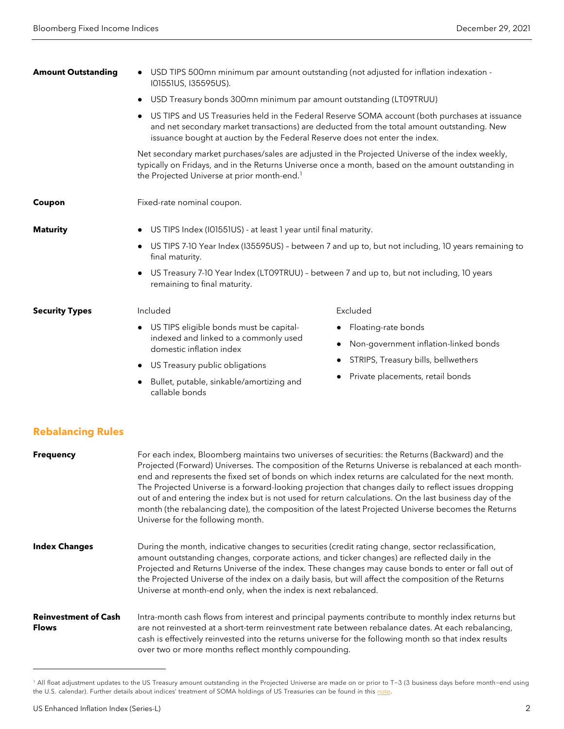**Amount Outstanding**

- USD TIPS 500mn minimum par amount outstanding (not adjusted for inflation indexation - I01551US, I35595US).
- USD Treasury bonds 300mn minimum par amount outstanding (LT09TRUU)
- US TIPS and US Treasuries held in the Federal Reserve SOMA account (both purchases at issuance and net secondary market transactions) are deducted from the total amount outstanding. New issuance bought at auction by the Federal Reserve does not enter the index.

Net secondary market purchases/sales are adjusted in the Projected Universe of the index weekly, typically on Fridays, and in the Returns Universe once a month, based on the amount outstanding in the Projected Universe at prior month-end.[1]

**Coupon**

Fixed-rate nominal coupon.

**Maturity**

- US TIPS Index (I01551US) - at least 1 year until final maturity.
- US TIPS 7-10 Year Index (I35595US) – between 7 and up to, but not including, 10 years remaining to final maturity.
- US Treasury 7-10 Year Index (LT09TRUU) – between 7 and up to, but not including, 10 years remaining to final maturity.

**Security Types**

Included

- US TIPS eligible bonds must be capital-indexed and linked to a commonly used domestic inflation index
- US Treasury public obligations
- Bullet, putable, sinkable/amortizing and callable bonds

Excluded

- Floating-rate bonds
- Non-government inflation-linked bonds
- STRIPS, Treasury bills, bellwethers
- Private placements, retail bonds

## Rebalancing Rules

**Frequency**

For each index, Bloomberg maintains two universes of securities: the Returns (Backward) and the Projected (Forward) Universes. The composition of the Returns Universe is rebalanced at each month-end and represents the fixed set of bonds on which index returns are calculated for the next month. The Projected Universe is a forward-looking projection that changes daily to reflect issues dropping out of and entering the index but is not used for return calculations. On the last business day of the month (the rebalancing date), the composition of the latest Projected Universe becomes the Returns Universe for the following month.

**Index Changes**

During the month, indicative changes to securities (credit rating change, sector reclassification, amount outstanding changes, corporate actions, and ticker changes) are reflected daily in the Projected and Returns Universe of the index. These changes may cause bonds to enter or fall out of the Projected Universe of the index on a daily basis, but will affect the composition of the Returns Universe at month-end only, when the index is next rebalanced.

**Reinvestment of Cash Flows**

Intra-month cash flows from interest and principal payments contribute to monthly index returns but are not reinvested at a short-term reinvestment rate between rebalance dates. At each rebalancing, cash is effectively reinvested into the returns universe for the following month so that index results over two or more months reflect monthly compounding.

---

[1] All float adjustment updates to the US Treasury amount outstanding in the Projected Universe are made on or prior to T−3 (3 business days before month−end using the U.S. calendar). Further details about indices' treatment of SOMA holdings of US Treasuries can be found in this note.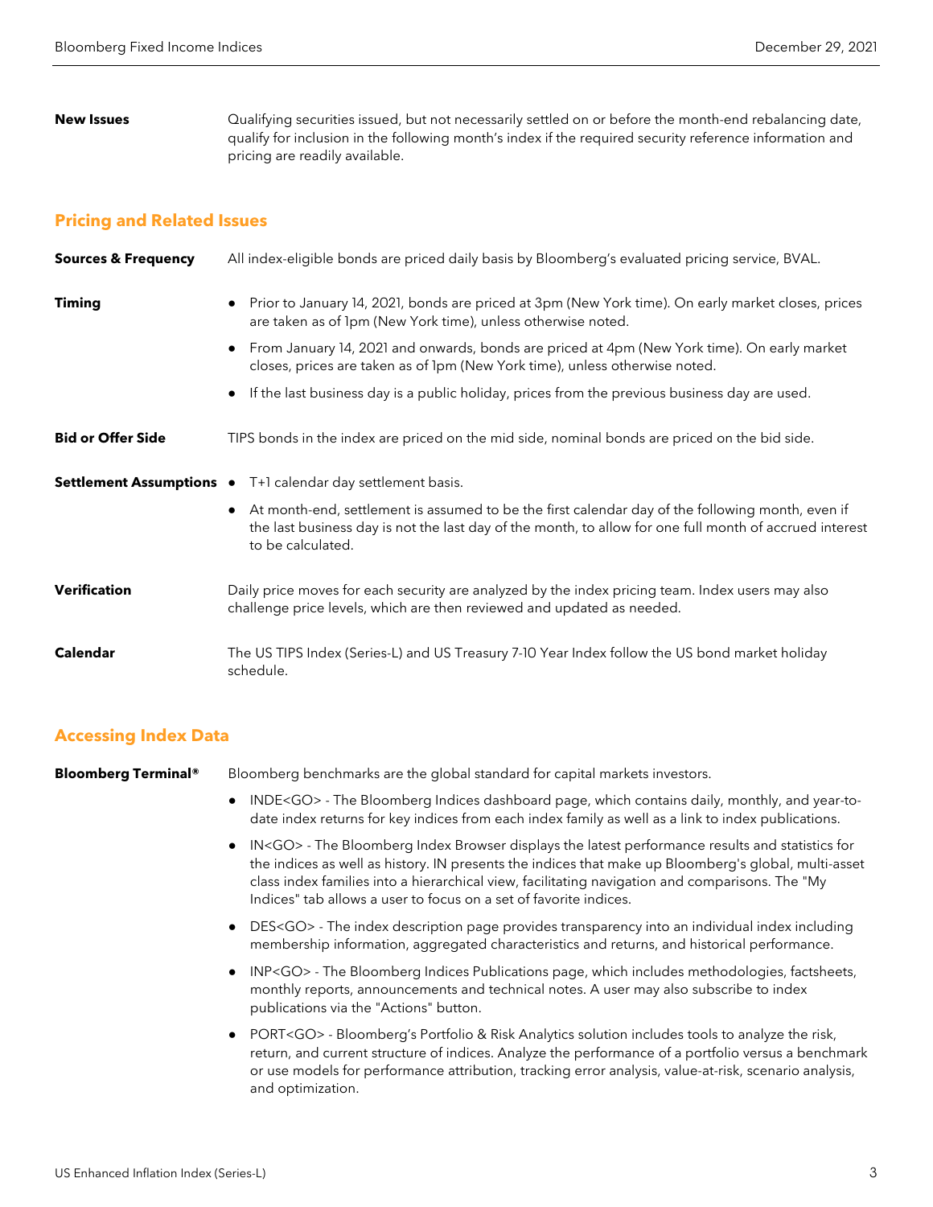**New Issues** Qualifying securities issued, but not necessarily settled on or before the month-end rebalancing date, qualify for inclusion in the following month's index if the required security reference information and pricing are readily available.

## Pricing and Related Issues

**Sources & Frequency** All index-eligible bonds are priced daily basis by Bloomberg's evaluated pricing service, BVAL.

**Timing**

- Prior to January 14, 2021, bonds are priced at 3pm (New York time). On early market closes, prices are taken as of 1pm (New York time), unless otherwise noted.
- From January 14, 2021 and onwards, bonds are priced at 4pm (New York time). On early market closes, prices are taken as of 1pm (New York time), unless otherwise noted.
- If the last business day is a public holiday, prices from the previous business day are used.

**Bid or Offer Side** TIPS bonds in the index are priced on the mid side, nominal bonds are priced on the bid side.

**Settlement Assumptions**

- T+1 calendar day settlement basis.
- At month-end, settlement is assumed to be the first calendar day of the following month, even if the last business day is not the last day of the month, to allow for one full month of accrued interest to be calculated.

**Verification** Daily price moves for each security are analyzed by the index pricing team. Index users may also challenge price levels, which are then reviewed and updated as needed.

**Calendar** The US TIPS Index (Series-L) and US Treasury 7-10 Year Index follow the US bond market holiday schedule.

## Accessing Index Data

**Bloomberg Terminal®** Bloomberg benchmarks are the global standard for capital markets investors.

- INDE<GO> - The Bloomberg Indices dashboard page, which contains daily, monthly, and year-to-date index returns for key indices from each index family as well as a link to index publications.
- IN<GO> - The Bloomberg Index Browser displays the latest performance results and statistics for the indices as well as history. IN presents the indices that make up Bloomberg's global, multi-asset class index families into a hierarchical view, facilitating navigation and comparisons. The "My Indices" tab allows a user to focus on a set of favorite indices.
- DES<GO> - The index description page provides transparency into an individual index including membership information, aggregated characteristics and returns, and historical performance.
- INP<GO> - The Bloomberg Indices Publications page, which includes methodologies, factsheets, monthly reports, announcements and technical notes. A user may also subscribe to index publications via the "Actions" button.
- PORT<GO> - Bloomberg's Portfolio & Risk Analytics solution includes tools to analyze the risk, return, and current structure of indices. Analyze the performance of a portfolio versus a benchmark or use models for performance attribution, tracking error analysis, value-at-risk, scenario analysis, and optimization.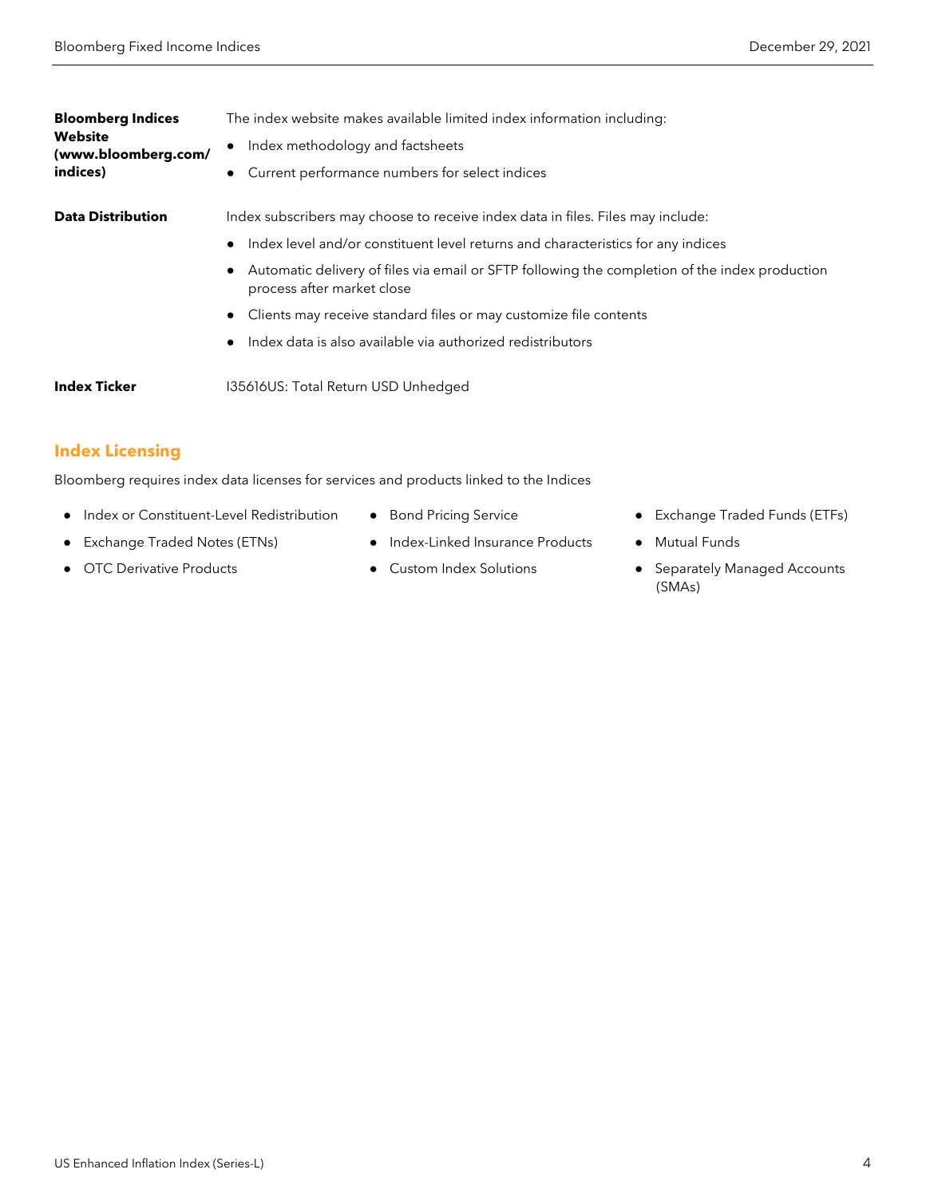**Bloomberg Indices Website (www.bloomberg.com/indices)**

The index website makes available limited index information including:

- Index methodology and factsheets
- Current performance numbers for select indices

**Data Distribution**

Index subscribers may choose to receive index data in files. Files may include:

- Index level and/or constituent level returns and characteristics for any indices
- Automatic delivery of files via email or SFTP following the completion of the index production process after market close
- Clients may receive standard files or may customize file contents
- Index data is also available via authorized redistributors

**Index Ticker**

I35616US: Total Return USD Unhedged

## Index Licensing

Bloomberg requires index data licenses for services and products linked to the Indices

- Index or Constituent-Level Redistribution
- Exchange Traded Notes (ETNs)
- OTC Derivative Products
- Bond Pricing Service
- Index-Linked Insurance Products
- Custom Index Solutions
- Exchange Traded Funds (ETFs)
- Mutual Funds
- Separately Managed Accounts (SMAs)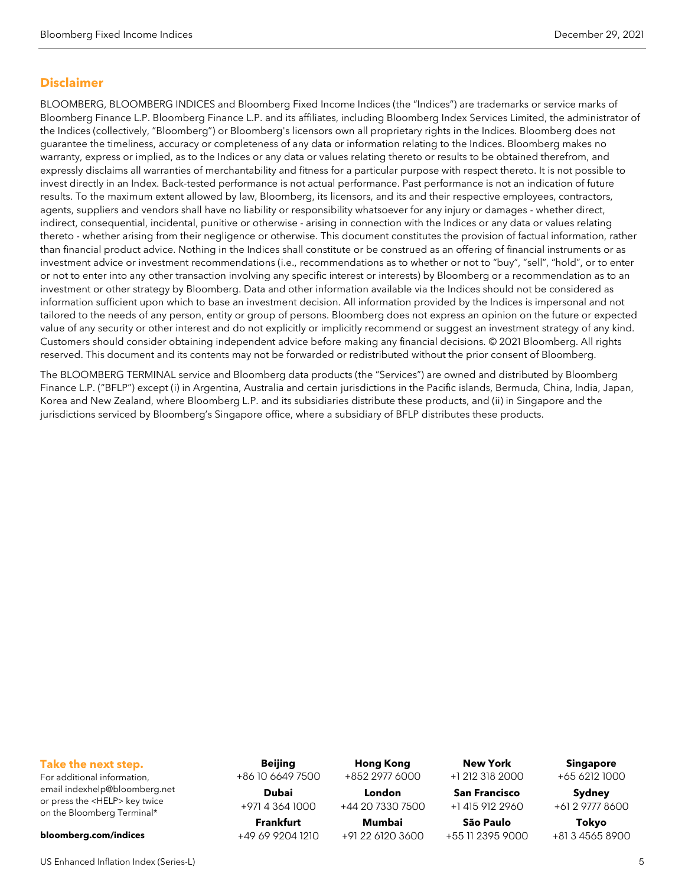## Disclaimer

BLOOMBERG, BLOOMBERG INDICES and Bloomberg Fixed Income Indices (the "Indices") are trademarks or service marks of Bloomberg Finance L.P. Bloomberg Finance L.P. and its affiliates, including Bloomberg Index Services Limited, the administrator of the Indices (collectively, "Bloomberg") or Bloomberg's licensors own all proprietary rights in the Indices. Bloomberg does not guarantee the timeliness, accuracy or completeness of any data or information relating to the Indices. Bloomberg makes no warranty, express or implied, as to the Indices or any data or values relating thereto or results to be obtained therefrom, and expressly disclaims all warranties of merchantability and fitness for a particular purpose with respect thereto. It is not possible to invest directly in an Index. Back-tested performance is not actual performance. Past performance is not an indication of future results. To the maximum extent allowed by law, Bloomberg, its licensors, and its and their respective employees, contractors, agents, suppliers and vendors shall have no liability or responsibility whatsoever for any injury or damages - whether direct, indirect, consequential, incidental, punitive or otherwise - arising in connection with the Indices or any data or values relating thereto - whether arising from their negligence or otherwise. This document constitutes the provision of factual information, rather than financial product advice. Nothing in the Indices shall constitute or be construed as an offering of financial instruments or as investment advice or investment recommendations (i.e., recommendations as to whether or not to "buy", "sell", "hold", or to enter or not to enter into any other transaction involving any specific interest or interests) by Bloomberg or a recommendation as to an investment or other strategy by Bloomberg. Data and other information available via the Indices should not be considered as information sufficient upon which to base an investment decision. All information provided by the Indices is impersonal and not tailored to the needs of any person, entity or group of persons. Bloomberg does not express an opinion on the future or expected value of any security or other interest and do not explicitly or implicitly recommend or suggest an investment strategy of any kind. Customers should consider obtaining independent advice before making any financial decisions. © 2021 Bloomberg. All rights reserved. This document and its contents may not be forwarded or redistributed without the prior consent of Bloomberg.

The BLOOMBERG TERMINAL service and Bloomberg data products (the "Services") are owned and distributed by Bloomberg Finance L.P. ("BFLP") except (i) in Argentina, Australia and certain jurisdictions in the Pacific islands, Bermuda, China, India, Japan, Korea and New Zealand, where Bloomberg L.P. and its subsidiaries distribute these products, and (ii) in Singapore and the jurisdictions serviced by Bloomberg's Singapore office, where a subsidiary of BFLP distributes these products.

**Take the next step.**

For additional information, email indexhelp@bloomberg.net or press the <HELP> key twice on the Bloomberg Terminal*

**bloomberg.com/indices**

| | | | |
|---|---|---|---|
| **Beijing** +86 10 6649 7500 | **Hong Kong** +852 2977 6000 | **New York** +1 212 318 2000 | **Singapore** +65 6212 1000 |
| **Dubai** +971 4 364 1000 | **London** +44 20 7330 7500 | **San Francisco** +1 415 912 2960 | **Sydney** +61 2 9777 8600 |
| **Frankfurt** +49 69 9204 1210 | **Mumbai** +91 22 6120 3600 | **São Paulo** +55 11 2395 9000 | **Tokyo** +81 3 4565 8900 |